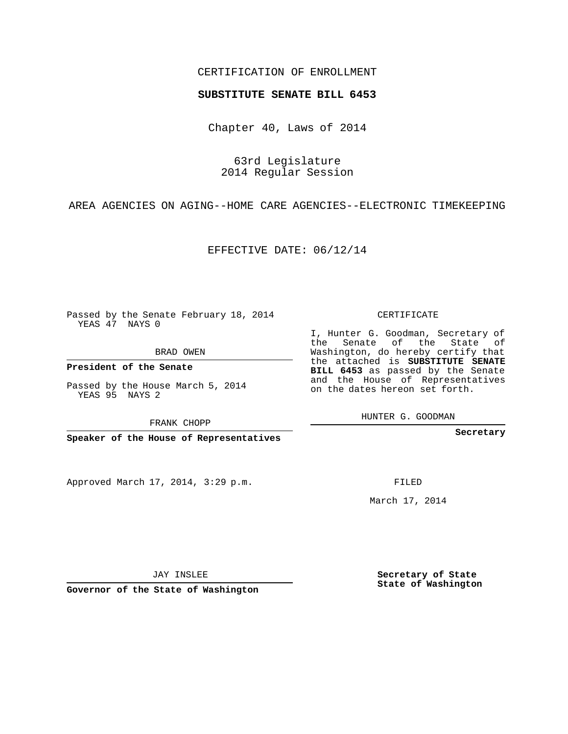CERTIFICATION OF ENROLLMENT

**SUBSTITUTE SENATE BILL 6453**

Chapter 40, Laws of 2014

63rd Legislature
2014 Regular Session

AREA AGENCIES ON AGING--HOME CARE AGENCIES--ELECTRONIC TIMEKEEPING

EFFECTIVE DATE: 06/12/14

Passed by the Senate February 18, 2014
YEAS 47 NAYS 0

BRAD OWEN

**President of the Senate**

Passed by the House March 5, 2014
YEAS 95 NAYS 2

FRANK CHOPP

**Speaker of the House of Representatives**

Approved March 17, 2014, 3:29 p.m.

JAY INSLEE

**Governor of the State of Washington**

CERTIFICATE

I, Hunter G. Goodman, Secretary of the Senate of the State of Washington, do hereby certify that the attached is **SUBSTITUTE SENATE BILL 6453** as passed by the Senate and the House of Representatives on the dates hereon set forth.

HUNTER G. GOODMAN

**Secretary**

FILED

March 17, 2014

**Secretary of State**
**State of Washington**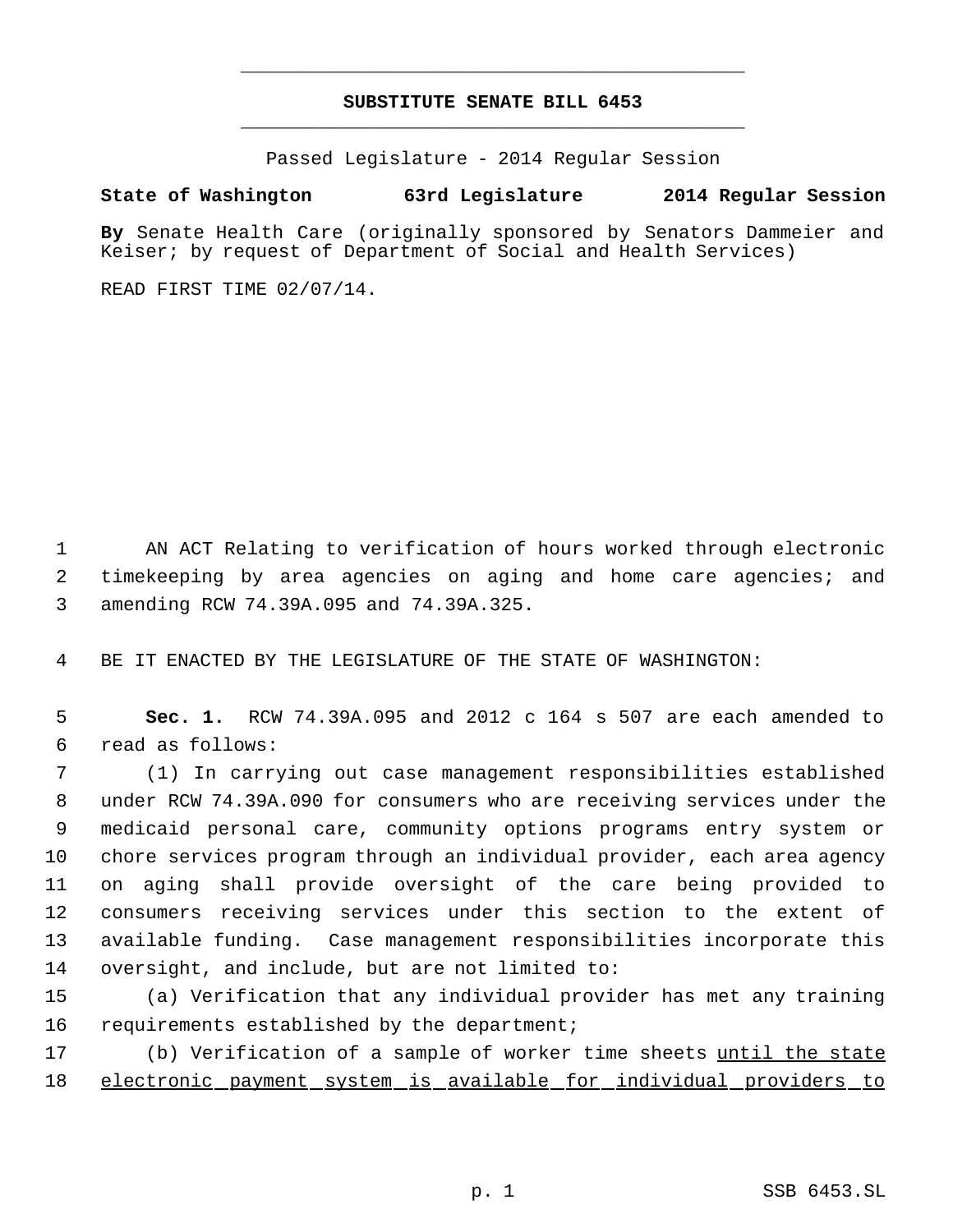# SUBSTITUTE SENATE BILL 6453

Passed Legislature - 2014 Regular Session

**State of Washington 63rd Legislature 2014 Regular Session**

**By** Senate Health Care (originally sponsored by Senators Dammeier and Keiser; by request of Department of Social and Health Services)

READ FIRST TIME 02/07/14.

AN ACT Relating to verification of hours worked through electronic timekeeping by area agencies on aging and home care agencies; and amending RCW 74.39A.095 and 74.39A.325.

BE IT ENACTED BY THE LEGISLATURE OF THE STATE OF WASHINGTON:

**Sec. 1.** RCW 74.39A.095 and 2012 c 164 s 507 are each amended to read as follows:

(1) In carrying out case management responsibilities established under RCW 74.39A.090 for consumers who are receiving services under the medicaid personal care, community options programs entry system or chore services program through an individual provider, each area agency on aging shall provide oversight of the care being provided to consumers receiving services under this section to the extent of available funding. Case management responsibilities incorporate this oversight, and include, but are not limited to:

(a) Verification that any individual provider has met any training requirements established by the department;

(b) Verification of a sample of worker time sheets <u>until the state electronic payment system is available for individual providers to</u>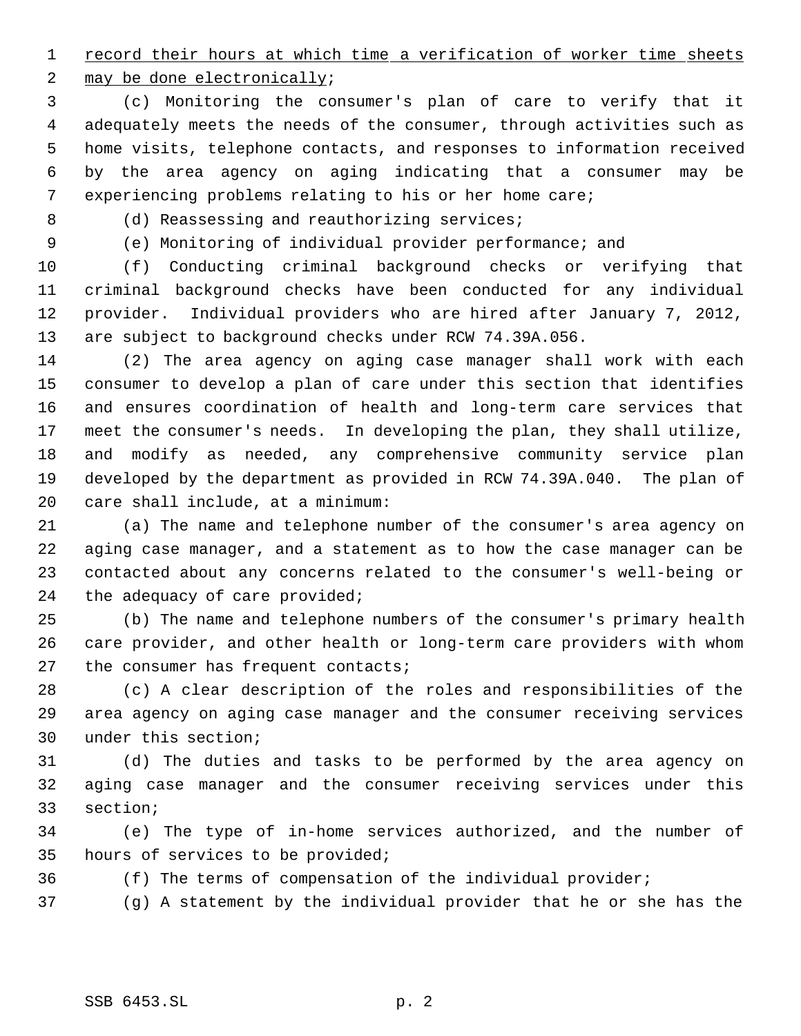<u>record their hours at which time a verification of worker time sheets may be done electronically</u>;

(c) Monitoring the consumer's plan of care to verify that it adequately meets the needs of the consumer, through activities such as home visits, telephone contacts, and responses to information received by the area agency on aging indicating that a consumer may be experiencing problems relating to his or her home care;

(d) Reassessing and reauthorizing services;

(e) Monitoring of individual provider performance; and

(f) Conducting criminal background checks or verifying that criminal background checks have been conducted for any individual provider. Individual providers who are hired after January 7, 2012, are subject to background checks under RCW 74.39A.056.

(2) The area agency on aging case manager shall work with each consumer to develop a plan of care under this section that identifies and ensures coordination of health and long-term care services that meet the consumer's needs. In developing the plan, they shall utilize, and modify as needed, any comprehensive community service plan developed by the department as provided in RCW 74.39A.040. The plan of care shall include, at a minimum:

(a) The name and telephone number of the consumer's area agency on aging case manager, and a statement as to how the case manager can be contacted about any concerns related to the consumer's well-being or the adequacy of care provided;

(b) The name and telephone numbers of the consumer's primary health care provider, and other health or long-term care providers with whom the consumer has frequent contacts;

(c) A clear description of the roles and responsibilities of the area agency on aging case manager and the consumer receiving services under this section;

(d) The duties and tasks to be performed by the area agency on aging case manager and the consumer receiving services under this section;

(e) The type of in-home services authorized, and the number of hours of services to be provided;

(f) The terms of compensation of the individual provider;

(g) A statement by the individual provider that he or she has the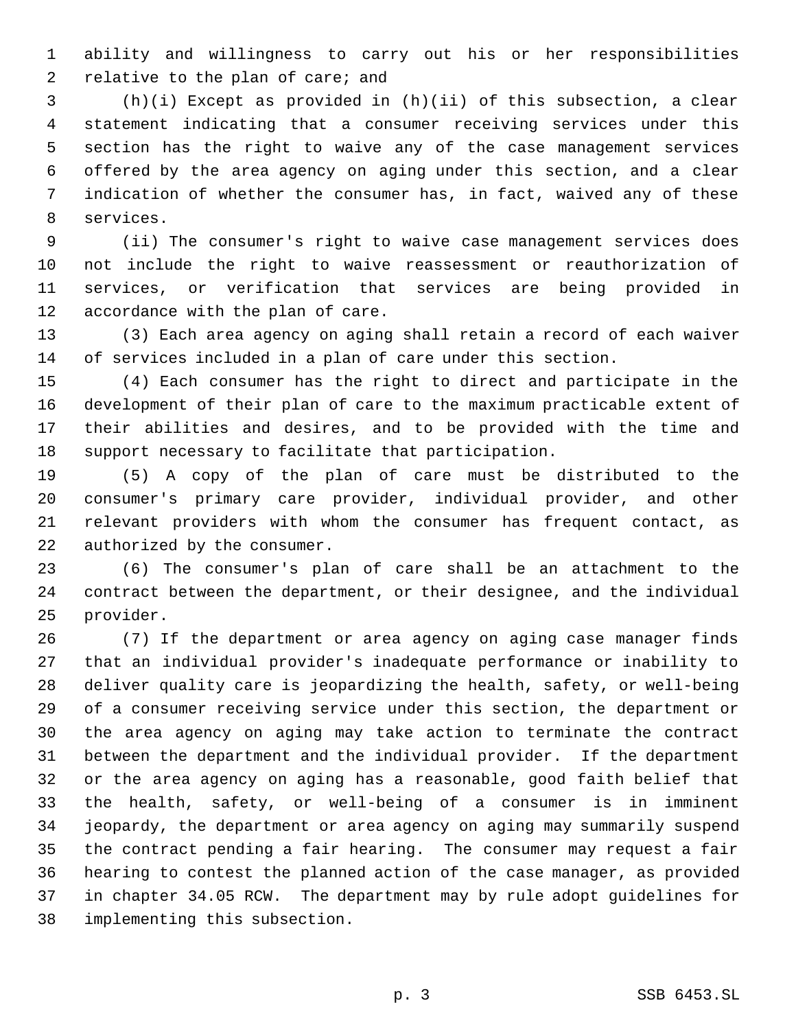ability and willingness to carry out his or her responsibilities relative to the plan of care; and

(h)(i) Except as provided in (h)(ii) of this subsection, a clear statement indicating that a consumer receiving services under this section has the right to waive any of the case management services offered by the area agency on aging under this section, and a clear indication of whether the consumer has, in fact, waived any of these services.

(ii) The consumer's right to waive case management services does not include the right to waive reassessment or reauthorization of services, or verification that services are being provided in accordance with the plan of care.

(3) Each area agency on aging shall retain a record of each waiver of services included in a plan of care under this section.

(4) Each consumer has the right to direct and participate in the development of their plan of care to the maximum practicable extent of their abilities and desires, and to be provided with the time and support necessary to facilitate that participation.

(5) A copy of the plan of care must be distributed to the consumer's primary care provider, individual provider, and other relevant providers with whom the consumer has frequent contact, as authorized by the consumer.

(6) The consumer's plan of care shall be an attachment to the contract between the department, or their designee, and the individual provider.

(7) If the department or area agency on aging case manager finds that an individual provider's inadequate performance or inability to deliver quality care is jeopardizing the health, safety, or well-being of a consumer receiving service under this section, the department or the area agency on aging may take action to terminate the contract between the department and the individual provider. If the department or the area agency on aging has a reasonable, good faith belief that the health, safety, or well-being of a consumer is in imminent jeopardy, the department or area agency on aging may summarily suspend the contract pending a fair hearing. The consumer may request a fair hearing to contest the planned action of the case manager, as provided in chapter 34.05 RCW. The department may by rule adopt guidelines for implementing this subsection.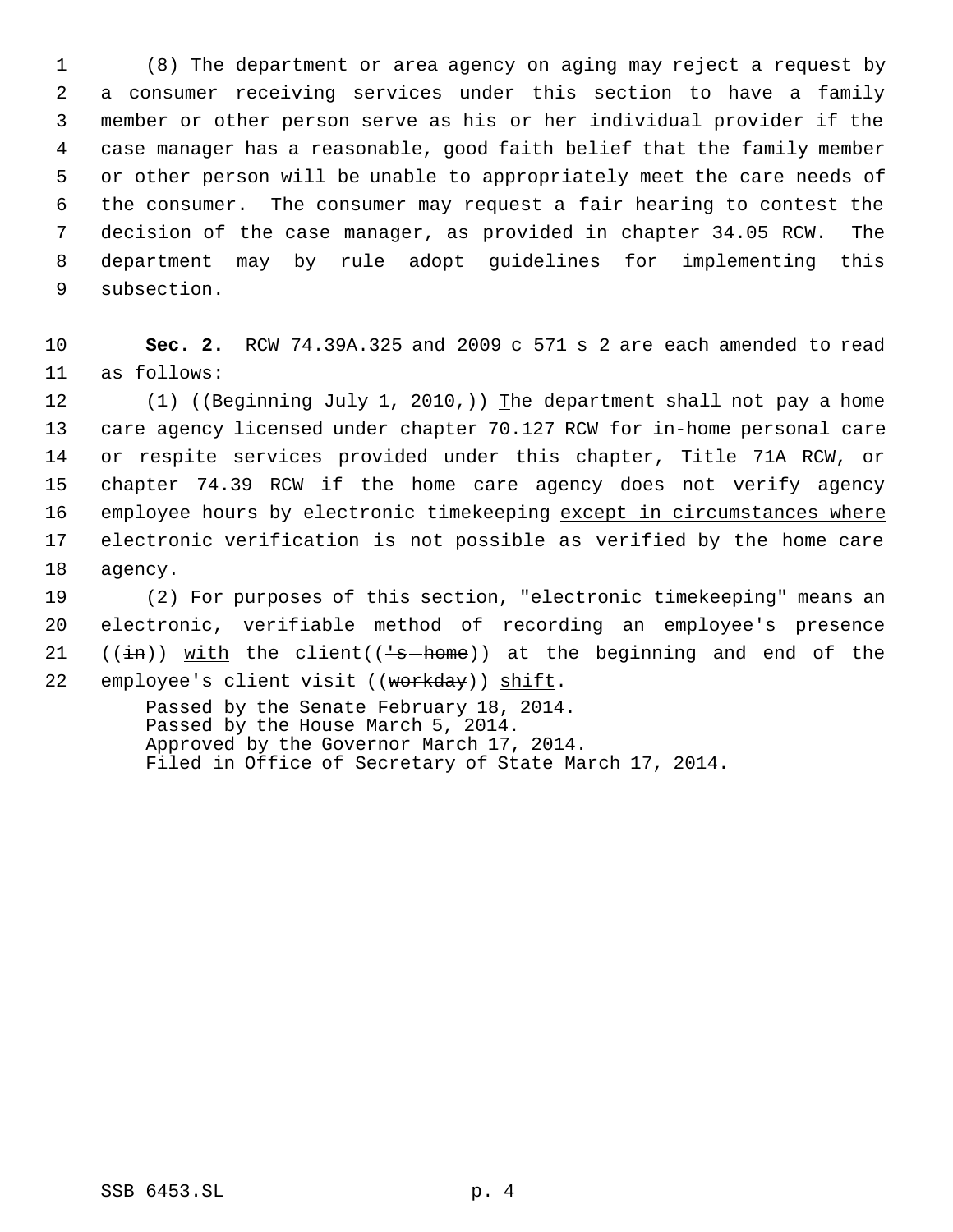(8) The department or area agency on aging may reject a request by a consumer receiving services under this section to have a family member or other person serve as his or her individual provider if the case manager has a reasonable, good faith belief that the family member or other person will be unable to appropriately meet the care needs of the consumer. The consumer may request a fair hearing to contest the decision of the case manager, as provided in chapter 34.05 RCW. The department may by rule adopt guidelines for implementing this subsection.

**Sec. 2.** RCW 74.39A.325 and 2009 c 571 s 2 are each amended to read as follows:

(1) ((~~Beginning July 1, 2010,~~)) The department shall not pay a home care agency licensed under chapter 70.127 RCW for in-home personal care or respite services provided under this chapter, Title 71A RCW, or chapter 74.39 RCW if the home care agency does not verify agency employee hours by electronic timekeeping except in circumstances where electronic verification is not possible as verified by the home care agency.

(2) For purposes of this section, "electronic timekeeping" means an electronic, verifiable method of recording an employee's presence ((~~in~~)) with the client((~~'s home~~)) at the beginning and end of the employee's client visit ((~~workday~~)) shift.

Passed by the Senate February 18, 2014.
Passed by the House March 5, 2014.
Approved by the Governor March 17, 2014.
Filed in Office of Secretary of State March 17, 2014.